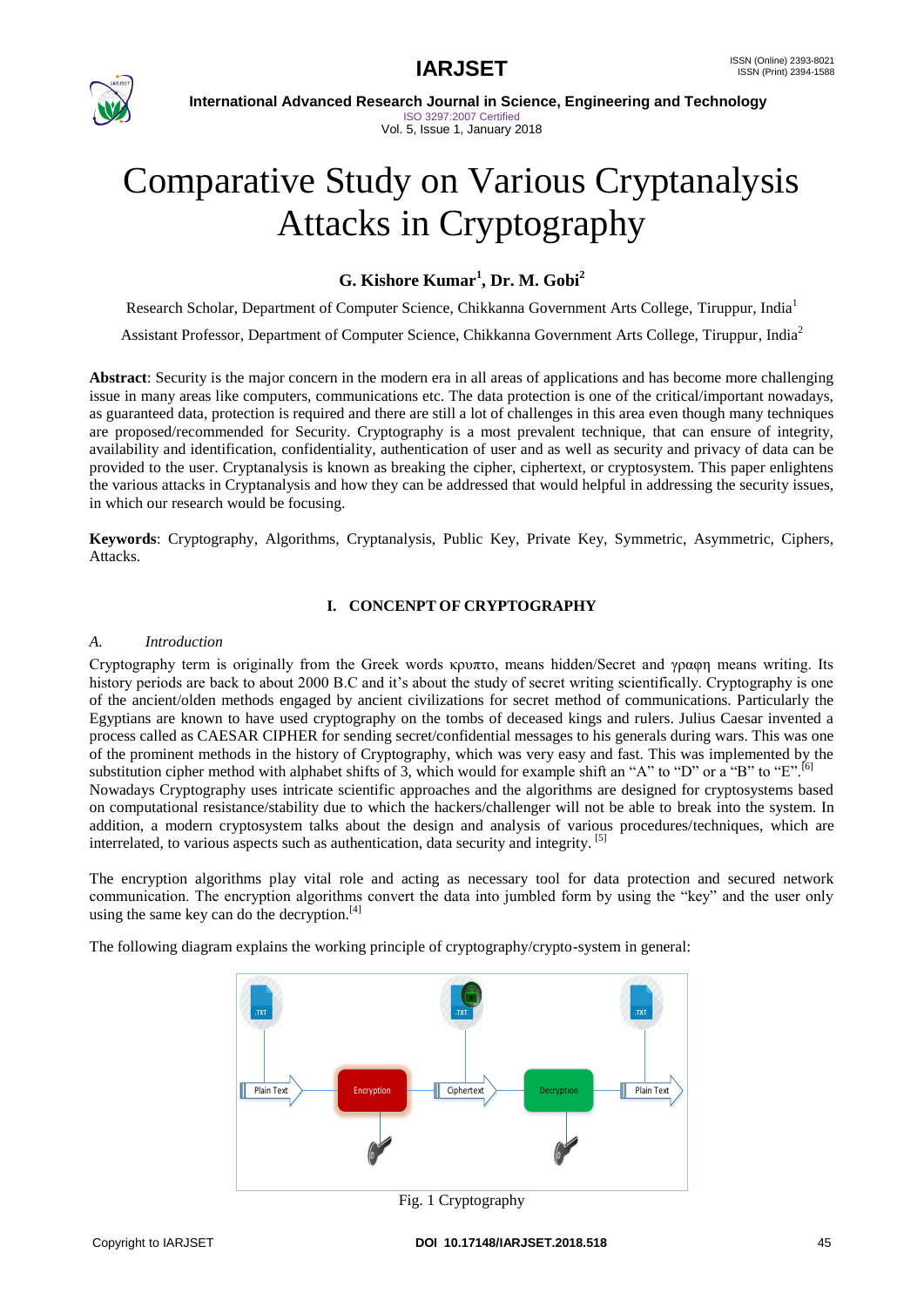# Comparative Study on Various Cryptanalysis Attacks in Cryptography

**G. Kishore Kumar[1], Dr. M. Gobi[2]**

Research Scholar, Department of Computer Science, Chikkanna Government Arts College, Tiruppur, India[1]

Assistant Professor, Department of Computer Science, Chikkanna Government Arts College, Tiruppur, India[2]

**Abstract**: Security is the major concern in the modern era in all areas of applications and has become more challenging issue in many areas like computers, communications etc. The data protection is one of the critical/important nowadays, as guaranteed data, protection is required and there are still a lot of challenges in this area even though many techniques are proposed/recommended for Security. Cryptography is a most prevalent technique, that can ensure of integrity, availability and identification, confidentiality, authentication of user and as well as security and privacy of data can be provided to the user. Cryptanalysis is known as breaking the cipher, ciphertext, or cryptosystem. This paper enlightens the various attacks in Cryptanalysis and how they can be addressed that would helpful in addressing the security issues, in which our research would be focusing.

**Keywords**: Cryptography, Algorithms, Cryptanalysis, Public Key, Private Key, Symmetric, Asymmetric, Ciphers, Attacks.

## I. CONCENPT OF CRYPTOGRAPHY

### *A. Introduction*

Cryptography term is originally from the Greek words κρυπτο, means hidden/Secret and γραφη means writing. Its history periods are back to about 2000 B.C and it's about the study of secret writing scientifically. Cryptography is one of the ancient/olden methods engaged by ancient civilizations for secret method of communications. Particularly the Egyptians are known to have used cryptography on the tombs of deceased kings and rulers. Julius Caesar invented a process called as CAESAR CIPHER for sending secret/confidential messages to his generals during wars. This was one of the prominent methods in the history of Cryptography, which was very easy and fast. This was implemented by the substitution cipher method with alphabet shifts of 3, which would for example shift an "A" to "D" or a "B" to "E".[6]

Nowadays Cryptography uses intricate scientific approaches and the algorithms are designed for cryptosystems based on computational resistance/stability due to which the hackers/challenger will not be able to break into the system. In addition, a modern cryptosystem talks about the design and analysis of various procedures/techniques, which are interrelated, to various aspects such as authentication, data security and integrity. [5]

The encryption algorithms play vital role and acting as necessary tool for data protection and secured network communication. The encryption algorithms convert the data into jumbled form by using the "key" and the user only using the same key can do the decryption.[4]

The following diagram explains the working principle of cryptography/crypto-system in general:

Fig. 1 Cryptography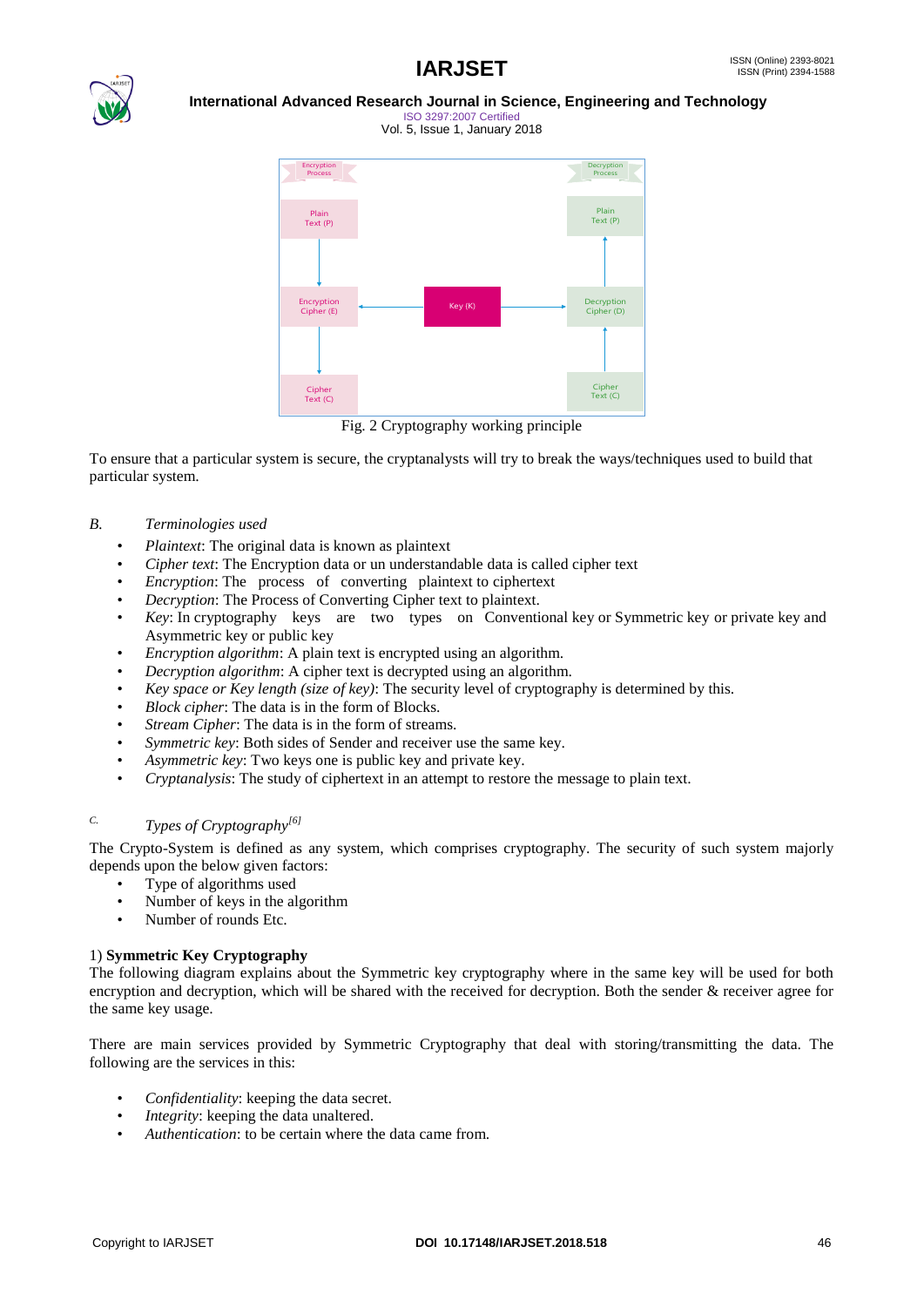Fig. 2 Cryptography working principle

To ensure that a particular system is secure, the cryptanalysts will try to break the ways/techniques used to build that particular system.

### B. Terminologies used

- *Plaintext*: The original data is known as plaintext
- *Cipher text*: The Encryption data or un understandable data is called cipher text
- *Encryption*: The process of converting plaintext to ciphertext
- *Decryption*: The Process of Converting Cipher text to plaintext.
- *Key*: In cryptography keys are two types on Conventional key or Symmetric key or private key and Asymmetric key or public key
- *Encryption algorithm*: A plain text is encrypted using an algorithm.
- *Decryption algorithm*: A cipher text is decrypted using an algorithm.
- *Key space or Key length (size of key)*: The security level of cryptography is determined by this.
- *Block cipher*: The data is in the form of Blocks.
- *Stream Cipher*: The data is in the form of streams.
- *Symmetric key*: Both sides of Sender and receiver use the same key.
- *Asymmetric key*: Two keys one is public key and private key.
- *Cryptanalysis*: The study of ciphertext in an attempt to restore the message to plain text.

### C. Types of Cryptography[6]

The Crypto-System is defined as any system, which comprises cryptography. The security of such system majorly depends upon the below given factors:

- Type of algorithms used
- Number of keys in the algorithm
- Number of rounds Etc.

1) **Symmetric Key Cryptography**

The following diagram explains about the Symmetric key cryptography where in the same key will be used for both encryption and decryption, which will be shared with the received for decryption. Both the sender & receiver agree for the same key usage.

There are main services provided by Symmetric Cryptography that deal with storing/transmitting the data. The following are the services in this:

- *Confidentiality*: keeping the data secret.
- *Integrity*: keeping the data unaltered.
- *Authentication*: to be certain where the data came from.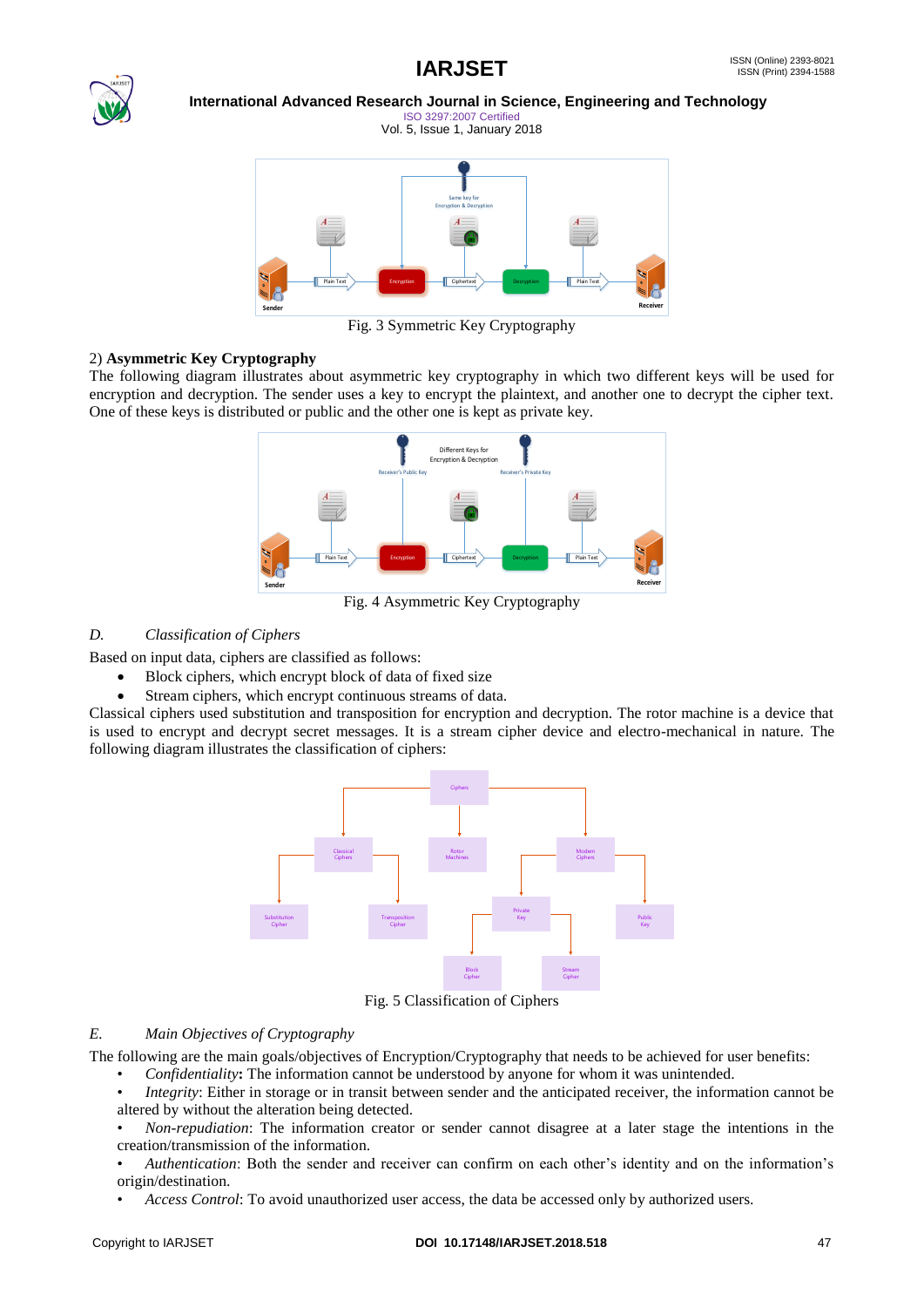Fig. 3 Symmetric Key Cryptography

2) **Asymmetric Key Cryptography**

The following diagram illustrates about asymmetric key cryptography in which two different keys will be used for encryption and decryption. The sender uses a key to encrypt the plaintext, and another one to decrypt the cipher text. One of these keys is distributed or public and the other one is kept as private key.

Fig. 4 Asymmetric Key Cryptography

### *D. Classification of Ciphers*

Based on input data, ciphers are classified as follows:

- Block ciphers, which encrypt block of data of fixed size
- Stream ciphers, which encrypt continuous streams of data.

Classical ciphers used substitution and transposition for encryption and decryption. The rotor machine is a device that is used to encrypt and decrypt secret messages. It is a stream cipher device and electro-mechanical in nature. The following diagram illustrates the classification of ciphers:

Fig. 5 Classification of Ciphers

### *E. Main Objectives of Cryptography*

The following are the main goals/objectives of Encryption/Cryptography that needs to be achieved for user benefits:

- *Confidentiality*: The information cannot be understood by anyone for whom it was unintended.
- *Integrity*: Either in storage or in transit between sender and the anticipated receiver, the information cannot be altered by without the alteration being detected.
- *Non-repudiation*: The information creator or sender cannot disagree at a later stage the intentions in the creation/transmission of the information.
- *Authentication*: Both the sender and receiver can confirm on each other's identity and on the information's origin/destination.
- *Access Control*: To avoid unauthorized user access, the data be accessed only by authorized users.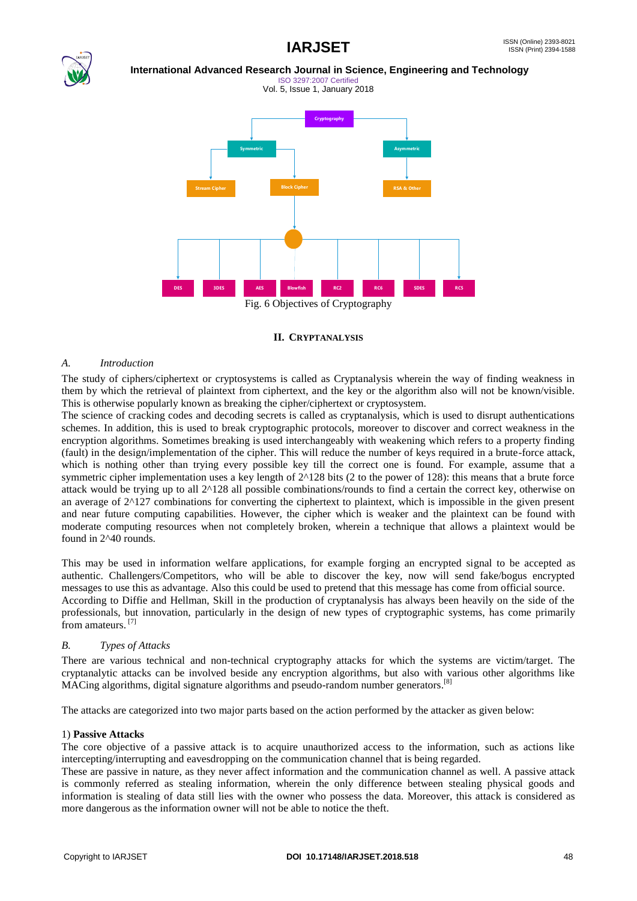Fig. 6 Objectives of Cryptography

## II. CRYPTANALYSIS

### A. *Introduction*

The study of ciphers/ciphertext or cryptosystems is called as Cryptanalysis wherein the way of finding weakness in them by which the retrieval of plaintext from ciphertext, and the key or the algorithm also will not be known/visible. This is otherwise popularly known as breaking the cipher/ciphertext or cryptosystem.

The science of cracking codes and decoding secrets is called as cryptanalysis, which is used to disrupt authentications schemes. In addition, this is used to break cryptographic protocols, moreover to discover and correct weakness in the encryption algorithms. Sometimes breaking is used interchangeably with weakening which refers to a property finding (fault) in the design/implementation of the cipher. This will reduce the number of keys required in a brute-force attack, which is nothing other than trying every possible key till the correct one is found. For example, assume that a symmetric cipher implementation uses a key length of 2^128 bits (2 to the power of 128): this means that a brute force attack would be trying up to all 2^128 all possible combinations/rounds to find a certain the correct key, otherwise on an average of 2^127 combinations for converting the ciphertext to plaintext, which is impossible in the given present and near future computing capabilities. However, the cipher which is weaker and the plaintext can be found with moderate computing resources when not completely broken, wherein a technique that allows a plaintext would be found in 2^40 rounds.

This may be used in information welfare applications, for example forging an encrypted signal to be accepted as authentic. Challengers/Competitors, who will be able to discover the key, now will send fake/bogus encrypted messages to use this as advantage. Also this could be used to pretend that this message has come from official source.

According to Diffie and Hellman, Skill in the production of cryptanalysis has always been heavily on the side of the professionals, but innovation, particularly in the design of new types of cryptographic systems, has come primarily from amateurs. [7]

### B. *Types of Attacks*

There are various technical and non-technical cryptography attacks for which the systems are victim/target. The cryptanalytic attacks can be involved beside any encryption algorithms, but also with various other algorithms like MACing algorithms, digital signature algorithms and pseudo-random number generators.[8]

The attacks are categorized into two major parts based on the action performed by the attacker as given below:

1) **Passive Attacks**

The core objective of a passive attack is to acquire unauthorized access to the information, such as actions like intercepting/interrupting and eavesdropping on the communication channel that is being regarded.

These are passive in nature, as they never affect information and the communication channel as well. A passive attack is commonly referred as stealing information, wherein the only difference between stealing physical goods and information is stealing of data still lies with the owner who possess the data. Moreover, this attack is considered as more dangerous as the information owner will not be able to notice the theft.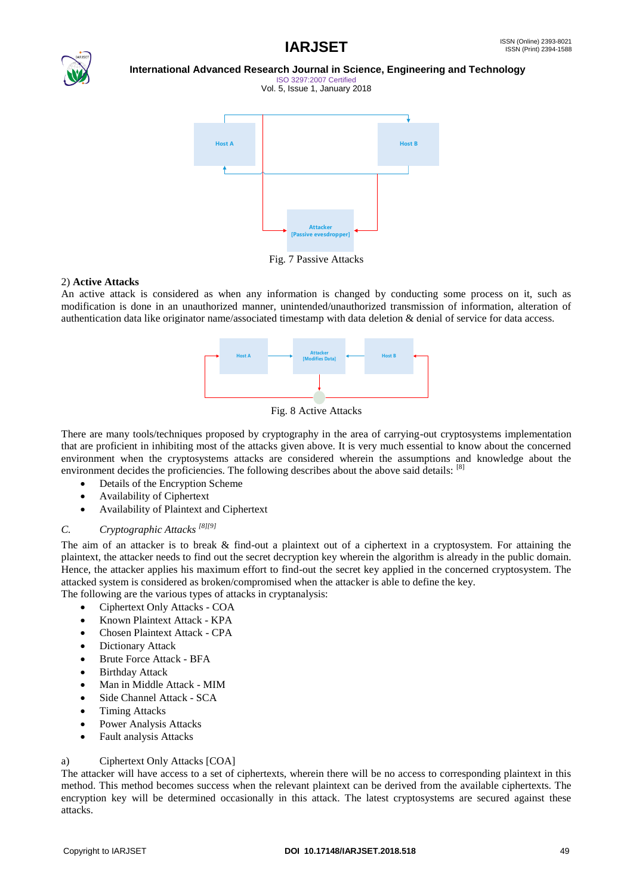Fig. 7 Passive Attacks

2) **Active Attacks**

An active attack is considered as when any information is changed by conducting some process on it, such as modification is done in an unauthorized manner, unintended/unauthorized transmission of information, alteration of authentication data like originator name/associated timestamp with data deletion & denial of service for data access.

Fig. 8 Active Attacks

There are many tools/techniques proposed by cryptography in the area of carrying-out cryptosystems implementation that are proficient in inhibiting most of the attacks given above. It is very much essential to know about the concerned environment when the cryptosystems attacks are considered wherein the assumptions and knowledge about the environment decides the proficiencies. The following describes about the above said details: [8]

- Details of the Encryption Scheme
- Availability of Ciphertext
- Availability of Plaintext and Ciphertext

### *C. Cryptographic Attacks* [8][9]

The aim of an attacker is to break & find-out a plaintext out of a ciphertext in a cryptosystem. For attaining the plaintext, the attacker needs to find out the secret decryption key wherein the algorithm is already in the public domain. Hence, the attacker applies his maximum effort to find-out the secret key applied in the concerned cryptosystem. The attacked system is considered as broken/compromised when the attacker is able to define the key.

The following are the various types of attacks in cryptanalysis:

- Ciphertext Only Attacks - COA
- Known Plaintext Attack - KPA
- Chosen Plaintext Attack - CPA
- Dictionary Attack
- Brute Force Attack - BFA
- Birthday Attack
- Man in Middle Attack - MIM
- Side Channel Attack - SCA
- Timing Attacks
- Power Analysis Attacks
- Fault analysis Attacks

a) Ciphertext Only Attacks [COA]

The attacker will have access to a set of ciphertexts, wherein there will be no access to corresponding plaintext in this method. This method becomes success when the relevant plaintext can be derived from the available ciphertexts. The encryption key will be determined occasionally in this attack. The latest cryptosystems are secured against these attacks.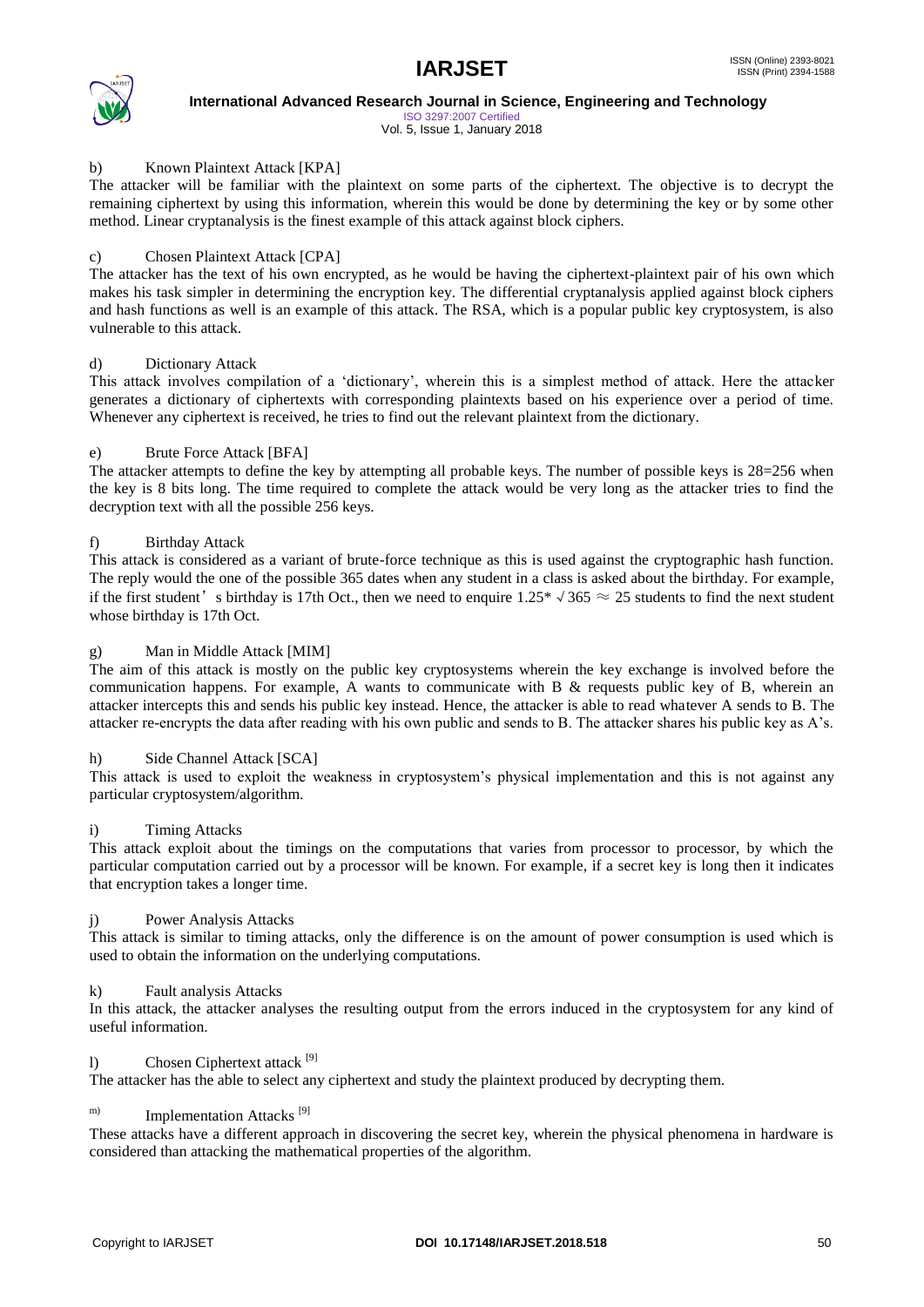b) Known Plaintext Attack [KPA]

The attacker will be familiar with the plaintext on some parts of the ciphertext. The objective is to decrypt the remaining ciphertext by using this information, wherein this would be done by determining the key or by some other method. Linear cryptanalysis is the finest example of this attack against block ciphers.

c) Chosen Plaintext Attack [CPA]

The attacker has the text of his own encrypted, as he would be having the ciphertext-plaintext pair of his own which makes his task simpler in determining the encryption key. The differential cryptanalysis applied against block ciphers and hash functions as well is an example of this attack. The RSA, which is a popular public key cryptosystem, is also vulnerable to this attack.

d) Dictionary Attack

This attack involves compilation of a 'dictionary', wherein this is a simplest method of attack. Here the attacker generates a dictionary of ciphertexts with corresponding plaintexts based on his experience over a period of time. Whenever any ciphertext is received, he tries to find out the relevant plaintext from the dictionary.

e) Brute Force Attack [BFA]

The attacker attempts to define the key by attempting all probable keys. The number of possible keys is 28=256 when the key is 8 bits long. The time required to complete the attack would be very long as the attacker tries to find the decryption text with all the possible 256 keys.

f) Birthday Attack

This attack is considered as a variant of brute-force technique as this is used against the cryptographic hash function. The reply would the one of the possible 365 dates when any student in a class is asked about the birthday. For example, if the first student's birthday is 17th Oct., then we need to enquire $1.25* \sqrt{365} \approx 25$ students to find the next student whose birthday is 17th Oct.

g) Man in Middle Attack [MIM]

The aim of this attack is mostly on the public key cryptosystems wherein the key exchange is involved before the communication happens. For example, A wants to communicate with B & requests public key of B, wherein an attacker intercepts this and sends his public key instead. Hence, the attacker is able to read whatever A sends to B. The attacker re-encrypts the data after reading with his own public and sends to B. The attacker shares his public key as A's.

h) Side Channel Attack [SCA]

This attack is used to exploit the weakness in cryptosystem's physical implementation and this is not against any particular cryptosystem/algorithm.

i) Timing Attacks

This attack exploit about the timings on the computations that varies from processor to processor, by which the particular computation carried out by a processor will be known. For example, if a secret key is long then it indicates that encryption takes a longer time.

j) Power Analysis Attacks

This attack is similar to timing attacks, only the difference is on the amount of power consumption is used which is used to obtain the information on the underlying computations.

k) Fault analysis Attacks

In this attack, the attacker analyses the resulting output from the errors induced in the cryptosystem for any kind of useful information.

l) Chosen Ciphertext attack [9]

The attacker has the able to select any ciphertext and study the plaintext produced by decrypting them.

m) Implementation Attacks [9]

These attacks have a different approach in discovering the secret key, wherein the physical phenomena in hardware is considered than attacking the mathematical properties of the algorithm.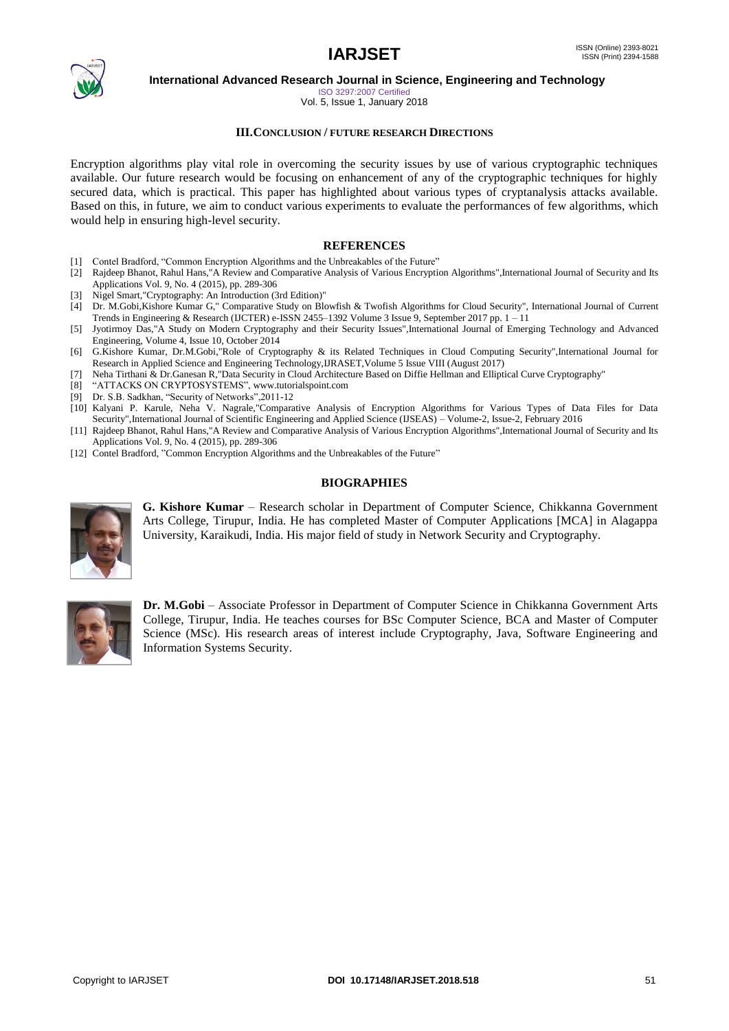## III. CONCLUSION / FUTURE RESEARCH DIRECTIONS

Encryption algorithms play vital role in overcoming the security issues by use of various cryptographic techniques available. Our future research would be focusing on enhancement of any of the cryptographic techniques for highly secured data, which is practical. This paper has highlighted about various types of cryptanalysis attacks available. Based on this, in future, we aim to conduct various experiments to evaluate the performances of few algorithms, which would help in ensuring high-level security.

## REFERENCES

[1] Contel Bradford, "Common Encryption Algorithms and the Unbreakables of the Future"

[2] Rajdeep Bhanot, Rahul Hans,"A Review and Comparative Analysis of Various Encryption Algorithms",International Journal of Security and Its Applications Vol. 9, No. 4 (2015), pp. 289-306

[3] Nigel Smart,"Cryptography: An Introduction (3rd Edition)"

[4] Dr. M.Gobi,Kishore Kumar G," Comparative Study on Blowfish & Twofish Algorithms for Cloud Security", International Journal of Current Trends in Engineering & Research (IJCTER) e-ISSN 2455–1392 Volume 3 Issue 9, September 2017 pp. 1 – 11

[5] Jyotirmoy Das,"A Study on Modern Cryptography and their Security Issues",International Journal of Emerging Technology and Advanced Engineering, Volume 4, Issue 10, October 2014

[6] G.Kishore Kumar, Dr.M.Gobi,"Role of Cryptography & its Related Techniques in Cloud Computing Security",International Journal for Research in Applied Science and Engineering Technology,IJRASET,Volume 5 Issue VIII (August 2017)

[7] Neha Tirthani & Dr.Ganesan R,"Data Security in Cloud Architecture Based on Diffie Hellman and Elliptical Curve Cryptography"

[8] "ATTACKS ON CRYPTOSYSTEMS", www.tutorialspoint.com

[9] Dr. S.B. Sadkhan, "Security of Networks",2011-12

[10] Kalyani P. Karule, Neha V. Nagrale,"Comparative Analysis of Encryption Algorithms for Various Types of Data Files for Data Security",International Journal of Scientific Engineering and Applied Science (IJSEAS) – Volume-2, Issue-2, February 2016

[11] Rajdeep Bhanot, Rahul Hans,"A Review and Comparative Analysis of Various Encryption Algorithms",International Journal of Security and Its Applications Vol. 9, No. 4 (2015), pp. 289-306

[12] Contel Bradford, "Common Encryption Algorithms and the Unbreakables of the Future"

## BIOGRAPHIES

**G. Kishore Kumar** – Research scholar in Department of Computer Science, Chikkanna Government Arts College, Tirupur, India. He has completed Master of Computer Applications [MCA] in Alagappa University, Karaikudi, India. His major field of study in Network Security and Cryptography.

**Dr. M.Gobi** – Associate Professor in Department of Computer Science in Chikkanna Government Arts College, Tirupur, India. He teaches courses for BSc Computer Science, BCA and Master of Computer Science (MSc). His research areas of interest include Cryptography, Java, Software Engineering and Information Systems Security.